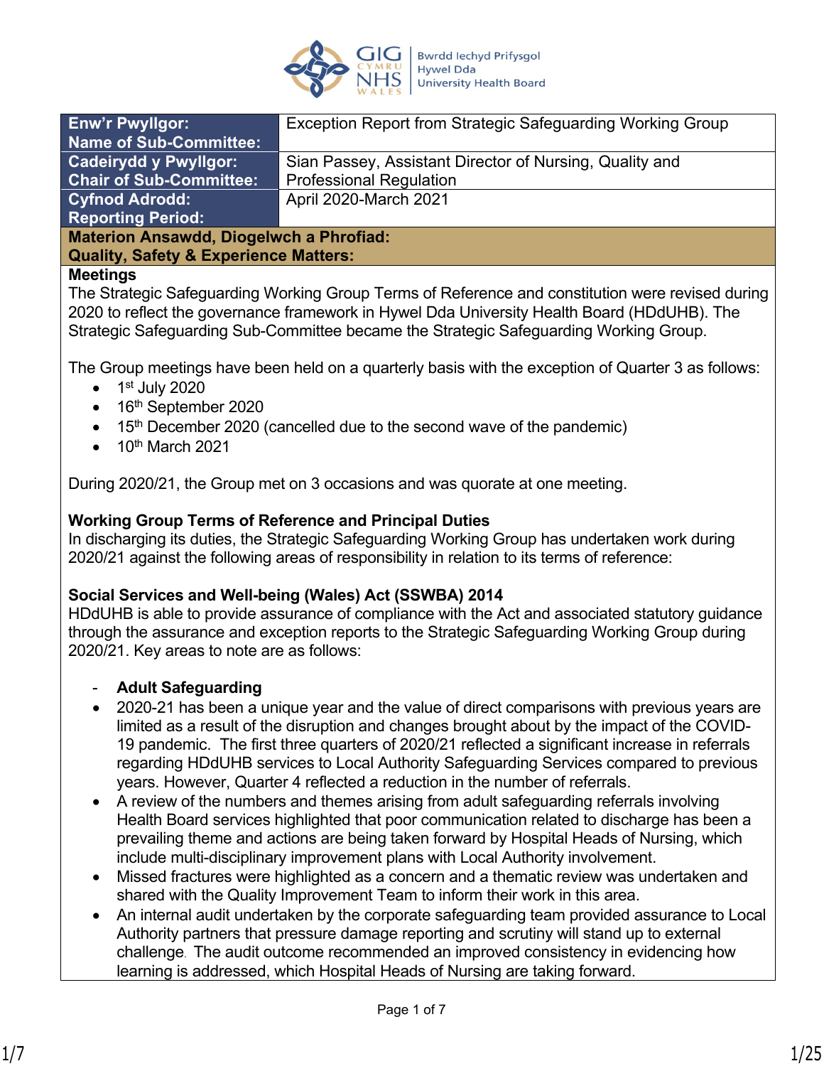| Enw'r Pwyllgor: Name of Sub-Committee: | Exception Report from Strategic Safeguarding Working Group |
|---|---|
| Cadeirydd y Pwyllgor: Chair of Sub-Committee: | Sian Passey, Assistant Director of Nursing, Quality and Professional Regulation |
| Cyfnod Adrodd: Reporting Period: | April 2020-March 2021 |

## Materion Ansawdd, Diogelwch a Phrofiad: Quality, Safety & Experience Matters:

**Meetings**

The Strategic Safeguarding Working Group Terms of Reference and constitution were revised during 2020 to reflect the governance framework in Hywel Dda University Health Board (HDdUHB). The Strategic Safeguarding Sub-Committee became the Strategic Safeguarding Working Group.

The Group meetings have been held on a quarterly basis with the exception of Quarter 3 as follows:

- 1st July 2020
- 16th September 2020
- 15th December 2020 (cancelled due to the second wave of the pandemic)
- 10th March 2021

During 2020/21, the Group met on 3 occasions and was quorate at one meeting.

**Working Group Terms of Reference and Principal Duties**

In discharging its duties, the Strategic Safeguarding Working Group has undertaken work during 2020/21 against the following areas of responsibility in relation to its terms of reference:

**Social Services and Well-being (Wales) Act (SSWBA) 2014**

HDdUHB is able to provide assurance of compliance with the Act and associated statutory guidance through the assurance and exception reports to the Strategic Safeguarding Working Group during 2020/21. Key areas to note are as follows:

- **Adult Safeguarding**

- 2020-21 has been a unique year and the value of direct comparisons with previous years are limited as a result of the disruption and changes brought about by the impact of the COVID-19 pandemic. The first three quarters of 2020/21 reflected a significant increase in referrals regarding HDdUHB services to Local Authority Safeguarding Services compared to previous years. However, Quarter 4 reflected a reduction in the number of referrals.
- A review of the numbers and themes arising from adult safeguarding referrals involving Health Board services highlighted that poor communication related to discharge has been a prevailing theme and actions are being taken forward by Hospital Heads of Nursing, which include multi-disciplinary improvement plans with Local Authority involvement.
- Missed fractures were highlighted as a concern and a thematic review was undertaken and shared with the Quality Improvement Team to inform their work in this area.
- An internal audit undertaken by the corporate safeguarding team provided assurance to Local Authority partners that pressure damage reporting and scrutiny will stand up to external challenge. The audit outcome recommended an improved consistency in evidencing how learning is addressed, which Hospital Heads of Nursing are taking forward.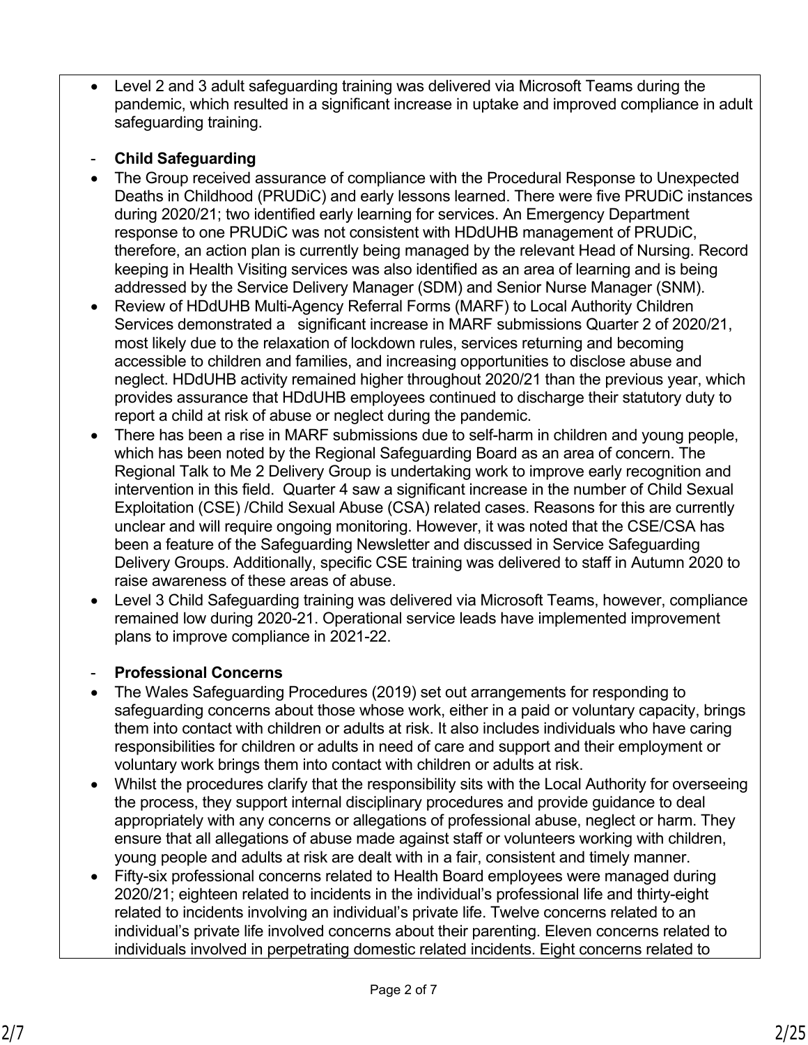- Level 2 and 3 adult safeguarding training was delivered via Microsoft Teams during the pandemic, which resulted in a significant increase in uptake and improved compliance in adult safeguarding training.

- **Child Safeguarding**

- The Group received assurance of compliance with the Procedural Response to Unexpected Deaths in Childhood (PRUDiC) and early lessons learned. There were five PRUDiC instances during 2020/21; two identified early learning for services. An Emergency Department response to one PRUDiC was not consistent with HDdUHB management of PRUDiC, therefore, an action plan is currently being managed by the relevant Head of Nursing. Record keeping in Health Visiting services was also identified as an area of learning and is being addressed by the Service Delivery Manager (SDM) and Senior Nurse Manager (SNM).
- Review of HDdUHB Multi-Agency Referral Forms (MARF) to Local Authority Children Services demonstrated a significant increase in MARF submissions Quarter 2 of 2020/21, most likely due to the relaxation of lockdown rules, services returning and becoming accessible to children and families, and increasing opportunities to disclose abuse and neglect. HDdUHB activity remained higher throughout 2020/21 than the previous year, which provides assurance that HDdUHB employees continued to discharge their statutory duty to report a child at risk of abuse or neglect during the pandemic.
- There has been a rise in MARF submissions due to self-harm in children and young people, which has been noted by the Regional Safeguarding Board as an area of concern. The Regional Talk to Me 2 Delivery Group is undertaking work to improve early recognition and intervention in this field. Quarter 4 saw a significant increase in the number of Child Sexual Exploitation (CSE) /Child Sexual Abuse (CSA) related cases. Reasons for this are currently unclear and will require ongoing monitoring. However, it was noted that the CSE/CSA has been a feature of the Safeguarding Newsletter and discussed in Service Safeguarding Delivery Groups. Additionally, specific CSE training was delivered to staff in Autumn 2020 to raise awareness of these areas of abuse.
- Level 3 Child Safeguarding training was delivered via Microsoft Teams, however, compliance remained low during 2020-21. Operational service leads have implemented improvement plans to improve compliance in 2021-22.

- **Professional Concerns**

- The Wales Safeguarding Procedures (2019) set out arrangements for responding to safeguarding concerns about those whose work, either in a paid or voluntary capacity, brings them into contact with children or adults at risk. It also includes individuals who have caring responsibilities for children or adults in need of care and support and their employment or voluntary work brings them into contact with children or adults at risk.
- Whilst the procedures clarify that the responsibility sits with the Local Authority for overseeing the process, they support internal disciplinary procedures and provide guidance to deal appropriately with any concerns or allegations of professional abuse, neglect or harm. They ensure that all allegations of abuse made against staff or volunteers working with children, young people and adults at risk are dealt with in a fair, consistent and timely manner.
- Fifty-six professional concerns related to Health Board employees were managed during 2020/21; eighteen related to incidents in the individual's professional life and thirty-eight related to incidents involving an individual's private life. Twelve concerns related to an individual's private life involved concerns about their parenting. Eleven concerns related to individuals involved in perpetrating domestic related incidents. Eight concerns related to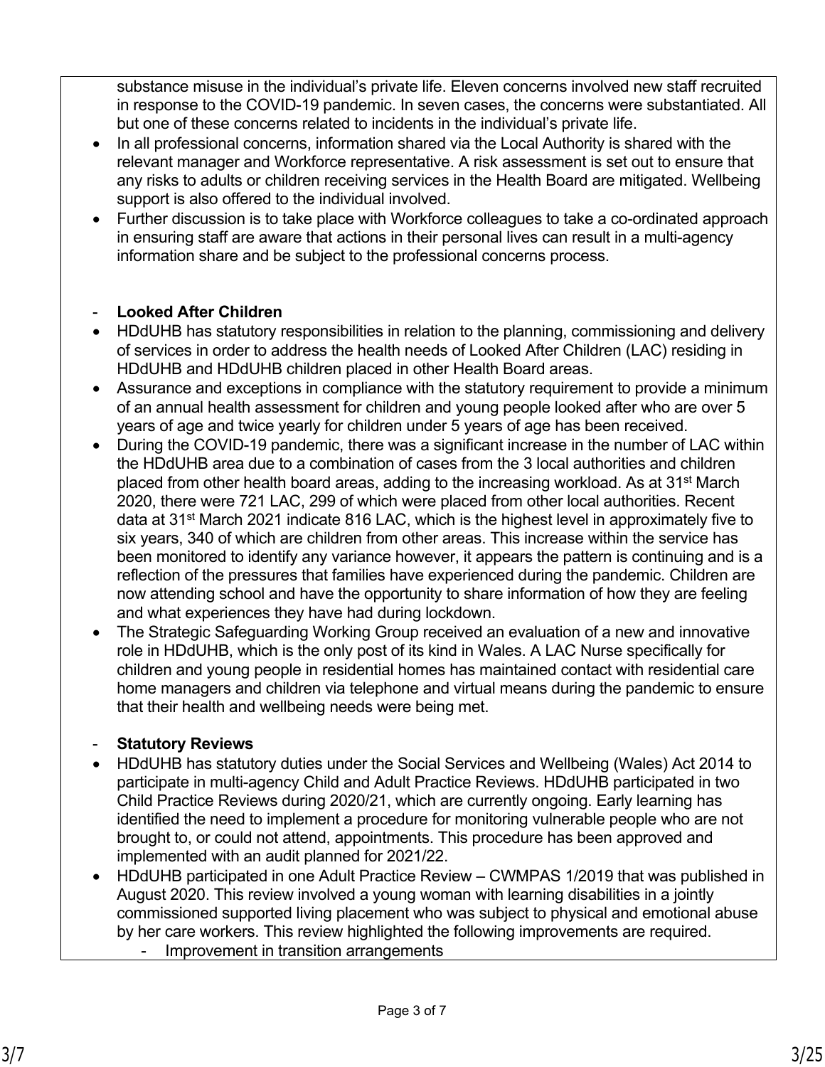substance misuse in the individual's private life. Eleven concerns involved new staff recruited in response to the COVID-19 pandemic. In seven cases, the concerns were substantiated. All but one of these concerns related to incidents in the individual's private life.

- In all professional concerns, information shared via the Local Authority is shared with the relevant manager and Workforce representative. A risk assessment is set out to ensure that any risks to adults or children receiving services in the Health Board are mitigated. Wellbeing support is also offered to the individual involved.
- Further discussion is to take place with Workforce colleagues to take a co-ordinated approach in ensuring staff are aware that actions in their personal lives can result in a multi-agency information share and be subject to the professional concerns process.

- **Looked After Children**

- HDdUHB has statutory responsibilities in relation to the planning, commissioning and delivery of services in order to address the health needs of Looked After Children (LAC) residing in HDdUHB and HDdUHB children placed in other Health Board areas.
- Assurance and exceptions in compliance with the statutory requirement to provide a minimum of an annual health assessment for children and young people looked after who are over 5 years of age and twice yearly for children under 5 years of age has been received.
- During the COVID-19 pandemic, there was a significant increase in the number of LAC within the HDdUHB area due to a combination of cases from the 3 local authorities and children placed from other health board areas, adding to the increasing workload. As at 31st March 2020, there were 721 LAC, 299 of which were placed from other local authorities. Recent data at 31st March 2021 indicate 816 LAC, which is the highest level in approximately five to six years, 340 of which are children from other areas. This increase within the service has been monitored to identify any variance however, it appears the pattern is continuing and is a reflection of the pressures that families have experienced during the pandemic. Children are now attending school and have the opportunity to share information of how they are feeling and what experiences they have had during lockdown.
- The Strategic Safeguarding Working Group received an evaluation of a new and innovative role in HDdUHB, which is the only post of its kind in Wales. A LAC Nurse specifically for children and young people in residential homes has maintained contact with residential care home managers and children via telephone and virtual means during the pandemic to ensure that their health and wellbeing needs were being met.

- **Statutory Reviews**

- HDdUHB has statutory duties under the Social Services and Wellbeing (Wales) Act 2014 to participate in multi-agency Child and Adult Practice Reviews. HDdUHB participated in two Child Practice Reviews during 2020/21, which are currently ongoing. Early learning has identified the need to implement a procedure for monitoring vulnerable people who are not brought to, or could not attend, appointments. This procedure has been approved and implemented with an audit planned for 2021/22.
- HDdUHB participated in one Adult Practice Review – CWMPAS 1/2019 that was published in August 2020. This review involved a young woman with learning disabilities in a jointly commissioned supported living placement who was subject to physical and emotional abuse by her care workers. This review highlighted the following improvements are required.
  - Improvement in transition arrangements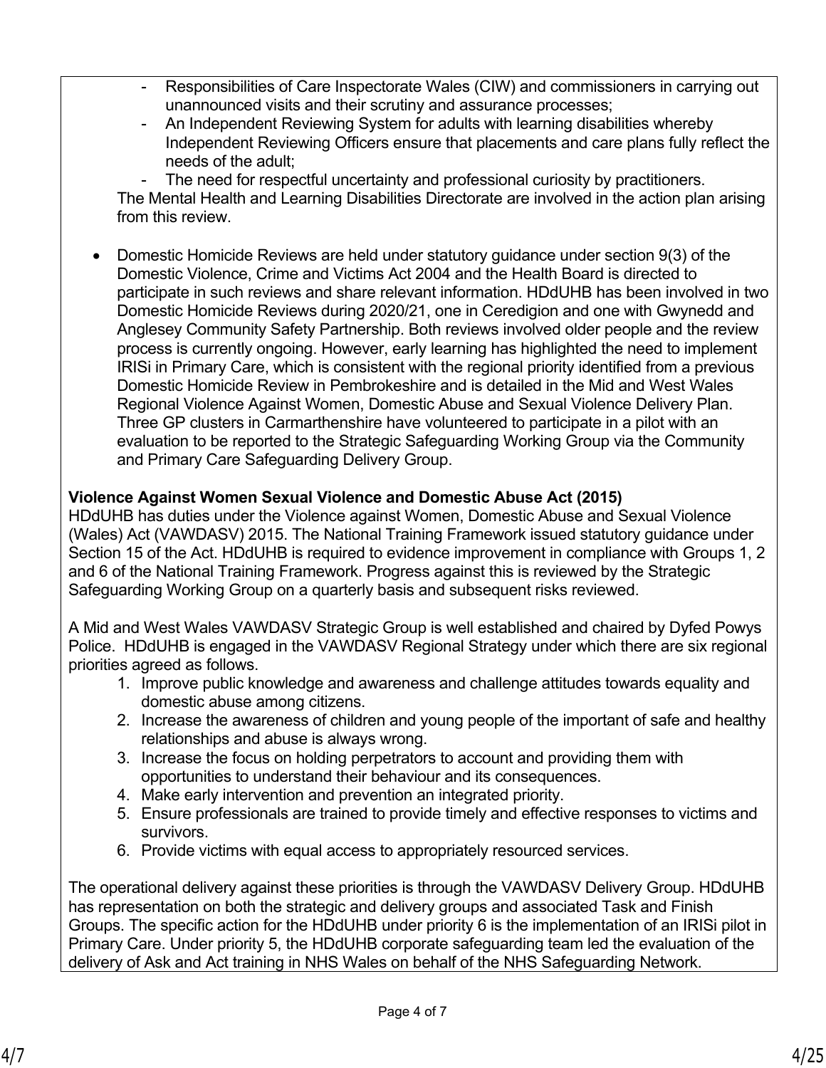- Responsibilities of Care Inspectorate Wales (CIW) and commissioners in carrying out unannounced visits and their scrutiny and assurance processes;
- An Independent Reviewing System for adults with learning disabilities whereby Independent Reviewing Officers ensure that placements and care plans fully reflect the needs of the adult;
- The need for respectful uncertainty and professional curiosity by practitioners.

The Mental Health and Learning Disabilities Directorate are involved in the action plan arising from this review.

- Domestic Homicide Reviews are held under statutory guidance under section 9(3) of the Domestic Violence, Crime and Victims Act 2004 and the Health Board is directed to participate in such reviews and share relevant information. HDdUHB has been involved in two Domestic Homicide Reviews during 2020/21, one in Ceredigion and one with Gwynedd and Anglesey Community Safety Partnership. Both reviews involved older people and the review process is currently ongoing. However, early learning has highlighted the need to implement IRISi in Primary Care, which is consistent with the regional priority identified from a previous Domestic Homicide Review in Pembrokeshire and is detailed in the Mid and West Wales Regional Violence Against Women, Domestic Abuse and Sexual Violence Delivery Plan. Three GP clusters in Carmarthenshire have volunteered to participate in a pilot with an evaluation to be reported to the Strategic Safeguarding Working Group via the Community and Primary Care Safeguarding Delivery Group.

**Violence Against Women Sexual Violence and Domestic Abuse Act (2015)**

HDdUHB has duties under the Violence against Women, Domestic Abuse and Sexual Violence (Wales) Act (VAWDASV) 2015. The National Training Framework issued statutory guidance under Section 15 of the Act. HDdUHB is required to evidence improvement in compliance with Groups 1, 2 and 6 of the National Training Framework. Progress against this is reviewed by the Strategic Safeguarding Working Group on a quarterly basis and subsequent risks reviewed.

A Mid and West Wales VAWDASV Strategic Group is well established and chaired by Dyfed Powys Police. HDdUHB is engaged in the VAWDASV Regional Strategy under which there are six regional priorities agreed as follows.

1. Improve public knowledge and awareness and challenge attitudes towards equality and domestic abuse among citizens.
2. Increase the awareness of children and young people of the important of safe and healthy relationships and abuse is always wrong.
3. Increase the focus on holding perpetrators to account and providing them with opportunities to understand their behaviour and its consequences.
4. Make early intervention and prevention an integrated priority.
5. Ensure professionals are trained to provide timely and effective responses to victims and survivors.
6. Provide victims with equal access to appropriately resourced services.

The operational delivery against these priorities is through the VAWDASV Delivery Group. HDdUHB has representation on both the strategic and delivery groups and associated Task and Finish Groups. The specific action for the HDdUHB under priority 6 is the implementation of an IRISi pilot in Primary Care. Under priority 5, the HDdUHB corporate safeguarding team led the evaluation of the delivery of Ask and Act training in NHS Wales on behalf of the NHS Safeguarding Network.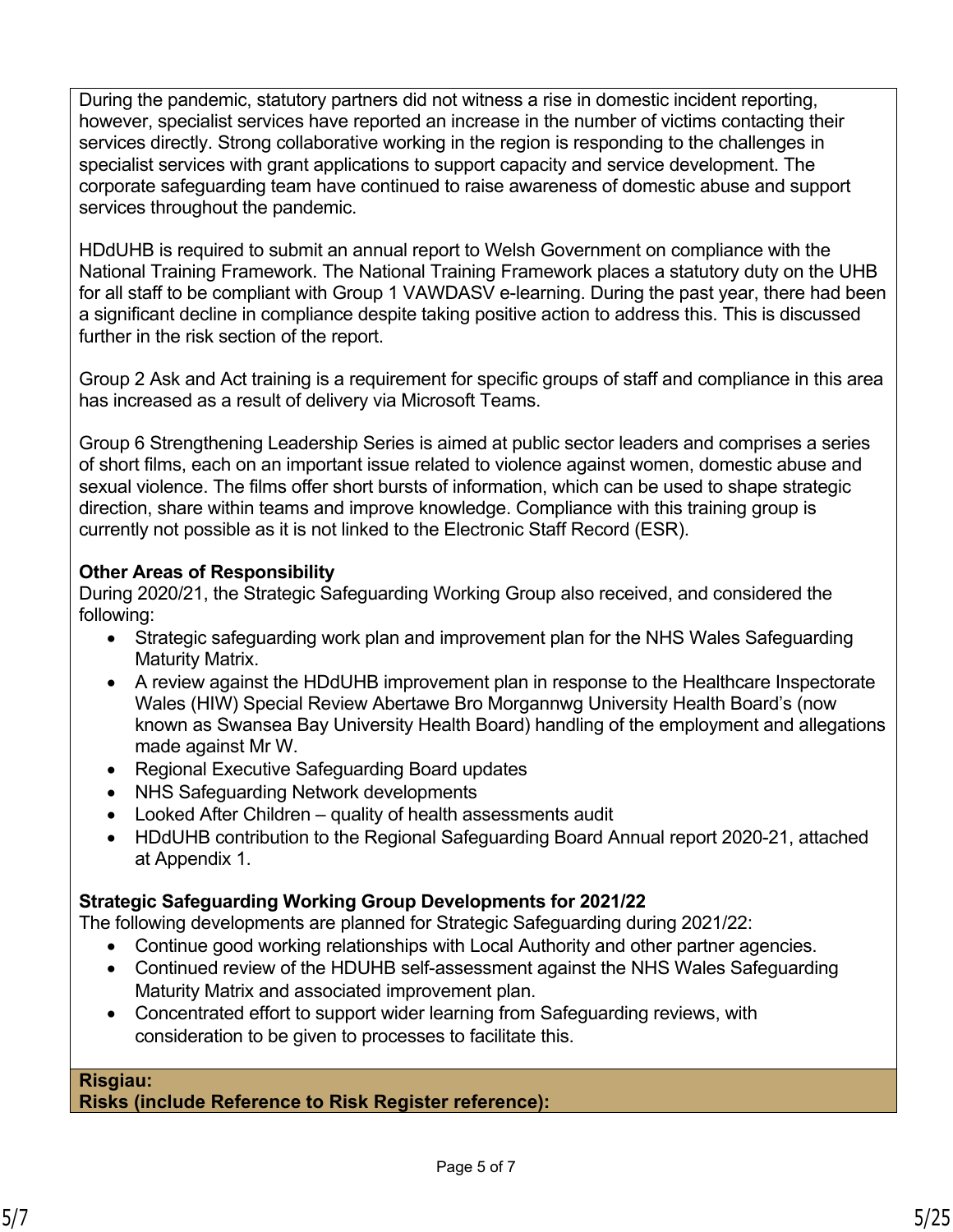During the pandemic, statutory partners did not witness a rise in domestic incident reporting, however, specialist services have reported an increase in the number of victims contacting their services directly. Strong collaborative working in the region is responding to the challenges in specialist services with grant applications to support capacity and service development. The corporate safeguarding team have continued to raise awareness of domestic abuse and support services throughout the pandemic.

HDdUHB is required to submit an annual report to Welsh Government on compliance with the National Training Framework. The National Training Framework places a statutory duty on the UHB for all staff to be compliant with Group 1 VAWDASV e-learning. During the past year, there had been a significant decline in compliance despite taking positive action to address this. This is discussed further in the risk section of the report.

Group 2 Ask and Act training is a requirement for specific groups of staff and compliance in this area has increased as a result of delivery via Microsoft Teams.

Group 6 Strengthening Leadership Series is aimed at public sector leaders and comprises a series of short films, each on an important issue related to violence against women, domestic abuse and sexual violence. The films offer short bursts of information, which can be used to shape strategic direction, share within teams and improve knowledge. Compliance with this training group is currently not possible as it is not linked to the Electronic Staff Record (ESR).

**Other Areas of Responsibility**
During 2020/21, the Strategic Safeguarding Working Group also received, and considered the following:

- Strategic safeguarding work plan and improvement plan for the NHS Wales Safeguarding Maturity Matrix.
- A review against the HDdUHB improvement plan in response to the Healthcare Inspectorate Wales (HIW) Special Review Abertawe Bro Morgannwg University Health Board's (now known as Swansea Bay University Health Board) handling of the employment and allegations made against Mr W.
- Regional Executive Safeguarding Board updates
- NHS Safeguarding Network developments
- Looked After Children – quality of health assessments audit
- HDdUHB contribution to the Regional Safeguarding Board Annual report 2020-21, attached at Appendix 1.

**Strategic Safeguarding Working Group Developments for 2021/22**
The following developments are planned for Strategic Safeguarding during 2021/22:

- Continue good working relationships with Local Authority and other partner agencies.
- Continued review of the HDUHB self-assessment against the NHS Wales Safeguarding Maturity Matrix and associated improvement plan.
- Concentrated effort to support wider learning from Safeguarding reviews, with consideration to be given to processes to facilitate this.

**Risgiau:**
**Risks (include Reference to Risk Register reference):**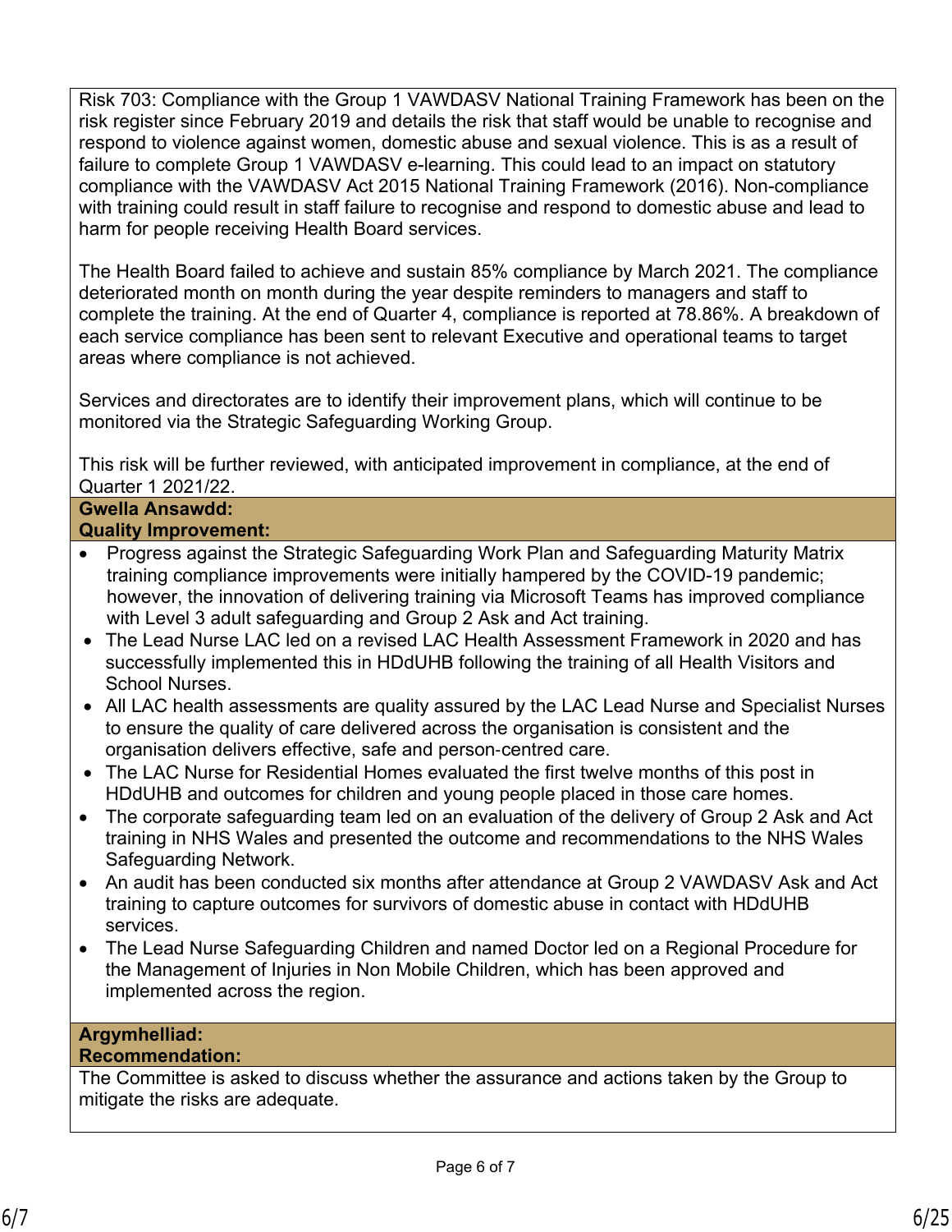Risk 703: Compliance with the Group 1 VAWDASV National Training Framework has been on the risk register since February 2019 and details the risk that staff would be unable to recognise and respond to violence against women, domestic abuse and sexual violence. This is as a result of failure to complete Group 1 VAWDASV e-learning. This could lead to an impact on statutory compliance with the VAWDASV Act 2015 National Training Framework (2016). Non-compliance with training could result in staff failure to recognise and respond to domestic abuse and lead to harm for people receiving Health Board services.

The Health Board failed to achieve and sustain 85% compliance by March 2021. The compliance deteriorated month on month during the year despite reminders to managers and staff to complete the training. At the end of Quarter 4, compliance is reported at 78.86%. A breakdown of each service compliance has been sent to relevant Executive and operational teams to target areas where compliance is not achieved.

Services and directorates are to identify their improvement plans, which will continue to be monitored via the Strategic Safeguarding Working Group.

This risk will be further reviewed, with anticipated improvement in compliance, at the end of Quarter 1 2021/22.

**Gwella Ansawdd:**
**Quality Improvement:**

- Progress against the Strategic Safeguarding Work Plan and Safeguarding Maturity Matrix training compliance improvements were initially hampered by the COVID-19 pandemic; however, the innovation of delivering training via Microsoft Teams has improved compliance with Level 3 adult safeguarding and Group 2 Ask and Act training.
- The Lead Nurse LAC led on a revised LAC Health Assessment Framework in 2020 and has successfully implemented this in HDdUHB following the training of all Health Visitors and School Nurses.
- All LAC health assessments are quality assured by the LAC Lead Nurse and Specialist Nurses to ensure the quality of care delivered across the organisation is consistent and the organisation delivers effective, safe and person-centred care.
- The LAC Nurse for Residential Homes evaluated the first twelve months of this post in HDdUHB and outcomes for children and young people placed in those care homes.
- The corporate safeguarding team led on an evaluation of the delivery of Group 2 Ask and Act training in NHS Wales and presented the outcome and recommendations to the NHS Wales Safeguarding Network.
- An audit has been conducted six months after attendance at Group 2 VAWDASV Ask and Act training to capture outcomes for survivors of domestic abuse in contact with HDdUHB services.
- The Lead Nurse Safeguarding Children and named Doctor led on a Regional Procedure for the Management of Injuries in Non Mobile Children, which has been approved and implemented across the region.

**Argymhelliad:**
**Recommendation:**

The Committee is asked to discuss whether the assurance and actions taken by the Group to mitigate the risks are adequate.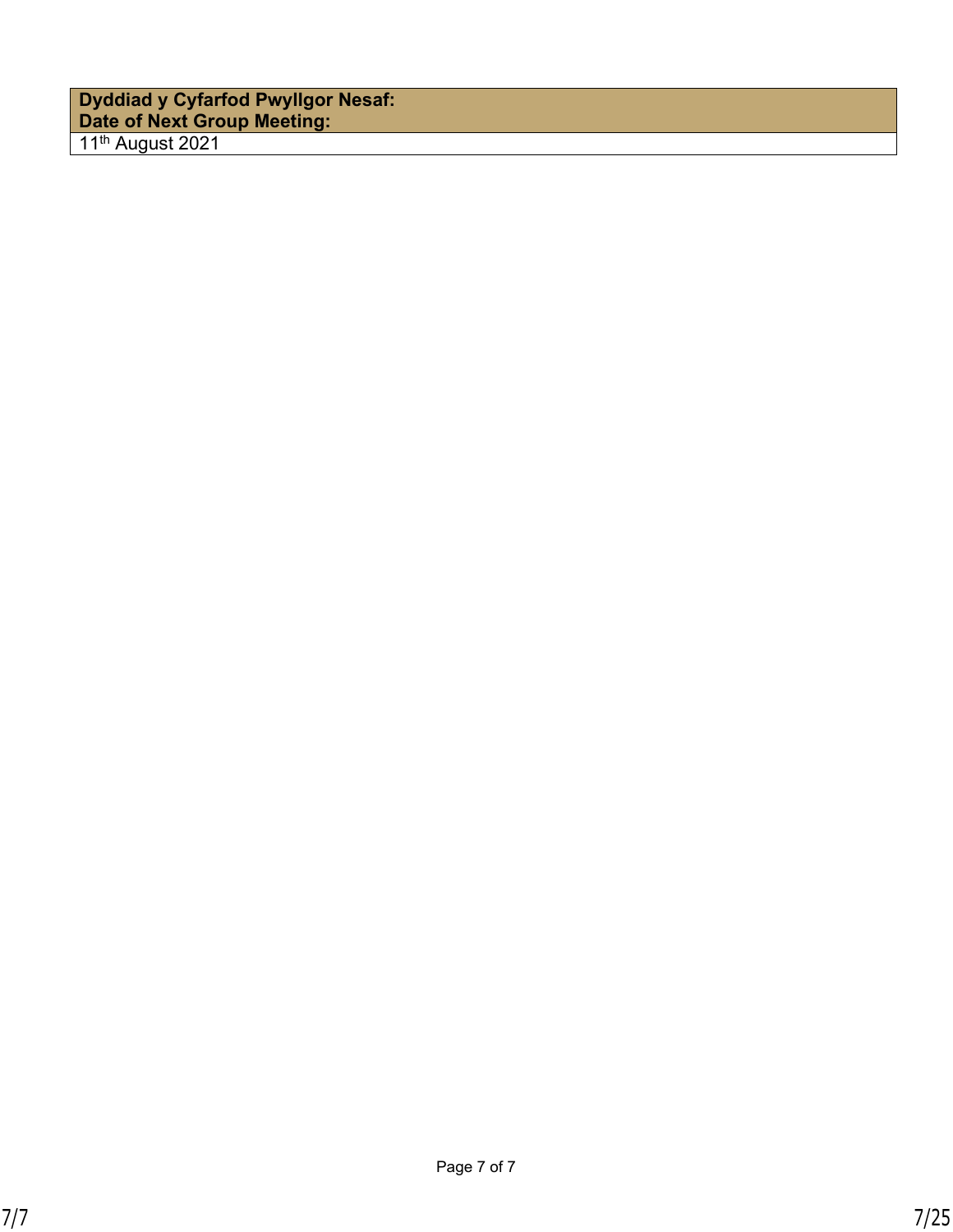| **Dyddiad y Cyfarfod Pwyllgor Nesaf:** **Date of Next Group Meeting:** |
| --- |
| 11th August 2021 |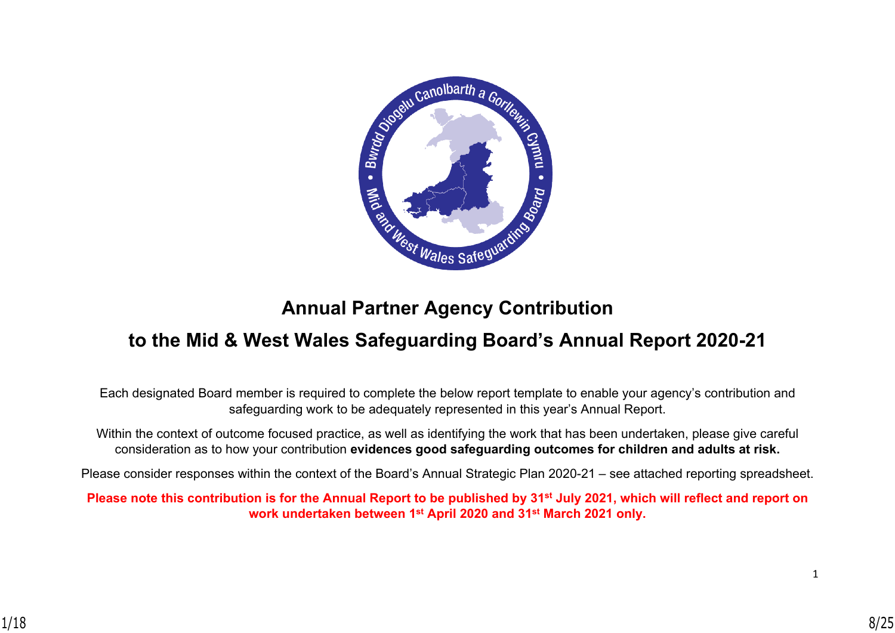# Annual Partner Agency Contribution

## to the Mid & West Wales Safeguarding Board's Annual Report 2020-21

Each designated Board member is required to complete the below report template to enable your agency's contribution and safeguarding work to be adequately represented in this year's Annual Report.

Within the context of outcome focused practice, as well as identifying the work that has been undertaken, please give careful consideration as to how your contribution **evidences good safeguarding outcomes for children and adults at risk.**

Please consider responses within the context of the Board's Annual Strategic Plan 2020-21 – see attached reporting spreadsheet.

**Please note this contribution is for the Annual Report to be published by 31st July 2021, which will reflect and report on work undertaken between 1st April 2020 and 31st March 2021 only.**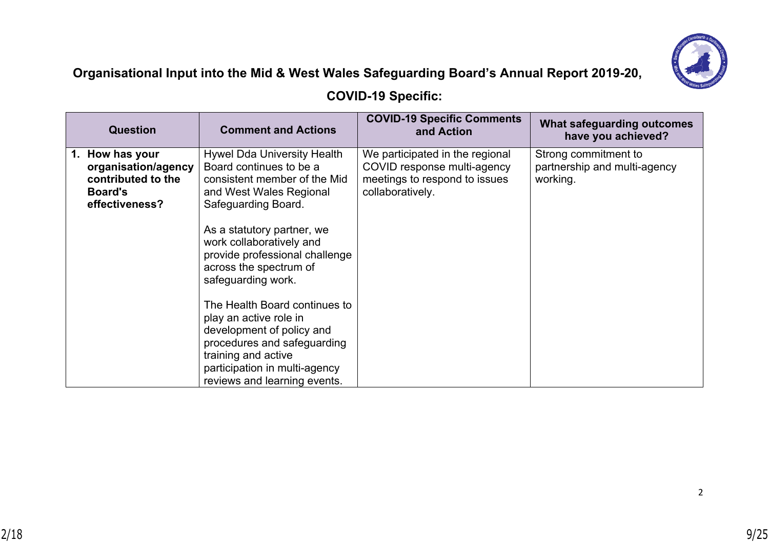## Organisational Input into the Mid & West Wales Safeguarding Board's Annual Report 2019-20,

## COVID-19 Specific:

| Question | Comment and Actions | COVID-19 Specific Comments and Action | What safeguarding outcomes have you achieved? |
|---|---|---|---|
| **1. How has your organisation/agency contributed to the Board's effectiveness?** | Hywel Dda University Health Board continues to be a consistent member of the Mid and West Wales Regional Safeguarding Board.<br><br>As a statutory partner, we work collaboratively and provide professional challenge across the spectrum of safeguarding work.<br><br>The Health Board continues to play an active role in development of policy and procedures and safeguarding training and active participation in multi-agency reviews and learning events. | We participated in the regional COVID response multi-agency meetings to respond to issues collaboratively. | Strong commitment to partnership and multi-agency working. |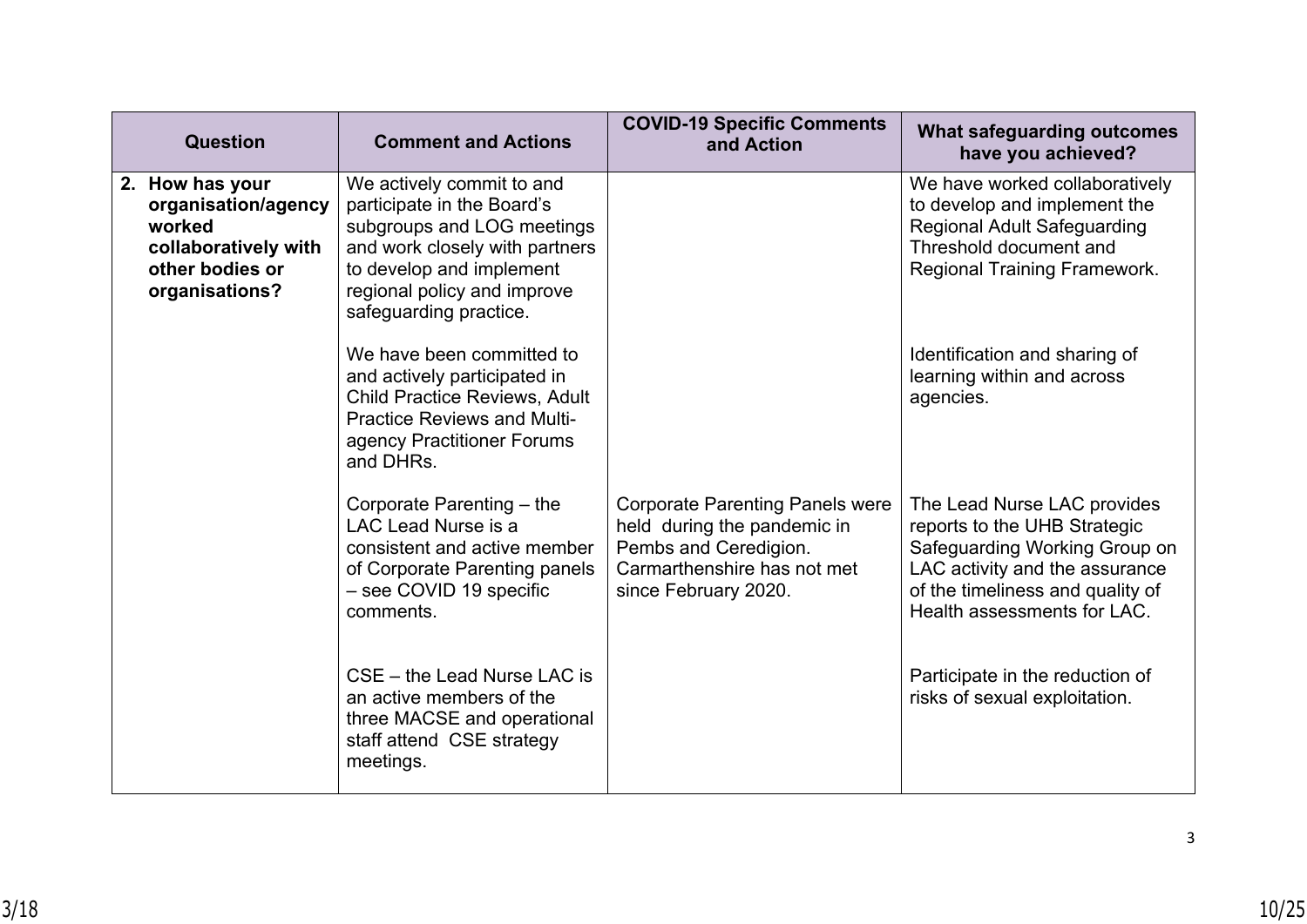| Question | Comment and Actions | COVID-19 Specific Comments and Action | What safeguarding outcomes have you achieved? |
|---|---|---|---|
| **2. How has your organisation/agency worked collaboratively with other bodies or organisations?** | We actively commit to and participate in the Board's subgroups and LOG meetings and work closely with partners to develop and implement regional policy and improve safeguarding practice. | | We have worked collaboratively to develop and implement the Regional Adult Safeguarding Threshold document and Regional Training Framework. |
| | We have been committed to and actively participated in Child Practice Reviews, Adult Practice Reviews and Multi-agency Practitioner Forums and DHRs. | | Identification and sharing of learning within and across agencies. |
| | Corporate Parenting – the LAC Lead Nurse is a consistent and active member of Corporate Parenting panels – see COVID 19 specific comments. | Corporate Parenting Panels were held during the pandemic in Pembs and Ceredigion. Carmarthenshire has not met since February 2020. | The Lead Nurse LAC provides reports to the UHB Strategic Safeguarding Working Group on LAC activity and the assurance of the timeliness and quality of Health assessments for LAC. |
| | CSE – the Lead Nurse LAC is an active members of the three MACSE and operational staff attend CSE strategy meetings. | | Participate in the reduction of risks of sexual exploitation. |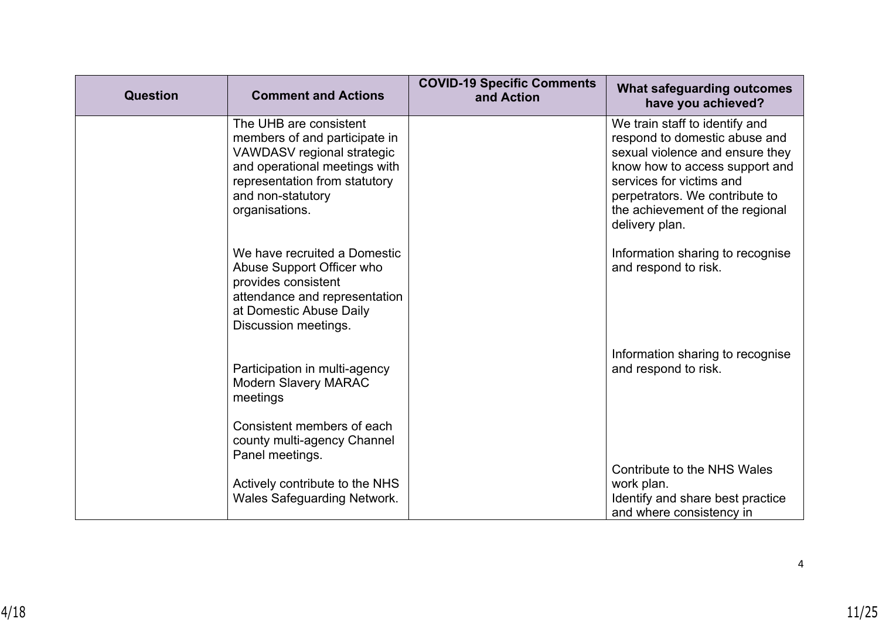| Question | Comment and Actions | COVID-19 Specific Comments and Action | What safeguarding outcomes have you achieved? |
|---|---|---|---|
| | The UHB are consistent members of and participate in VAWDASV regional strategic and operational meetings with representation from statutory and non-statutory organisations. | | We train staff to identify and respond to domestic abuse and sexual violence and ensure they know how to access support and services for victims and perpetrators. We contribute to the achievement of the regional delivery plan. |
| | We have recruited a Domestic Abuse Support Officer who provides consistent attendance and representation at Domestic Abuse Daily Discussion meetings. | | Information sharing to recognise and respond to risk. |
| | Participation in multi-agency Modern Slavery MARAC meetings | | Information sharing to recognise and respond to risk. |
| | Consistent members of each county multi-agency Channel Panel meetings. | | |
| | Actively contribute to the NHS Wales Safeguarding Network. | | Contribute to the NHS Wales work plan.<br>Identify and share best practice and where consistency in |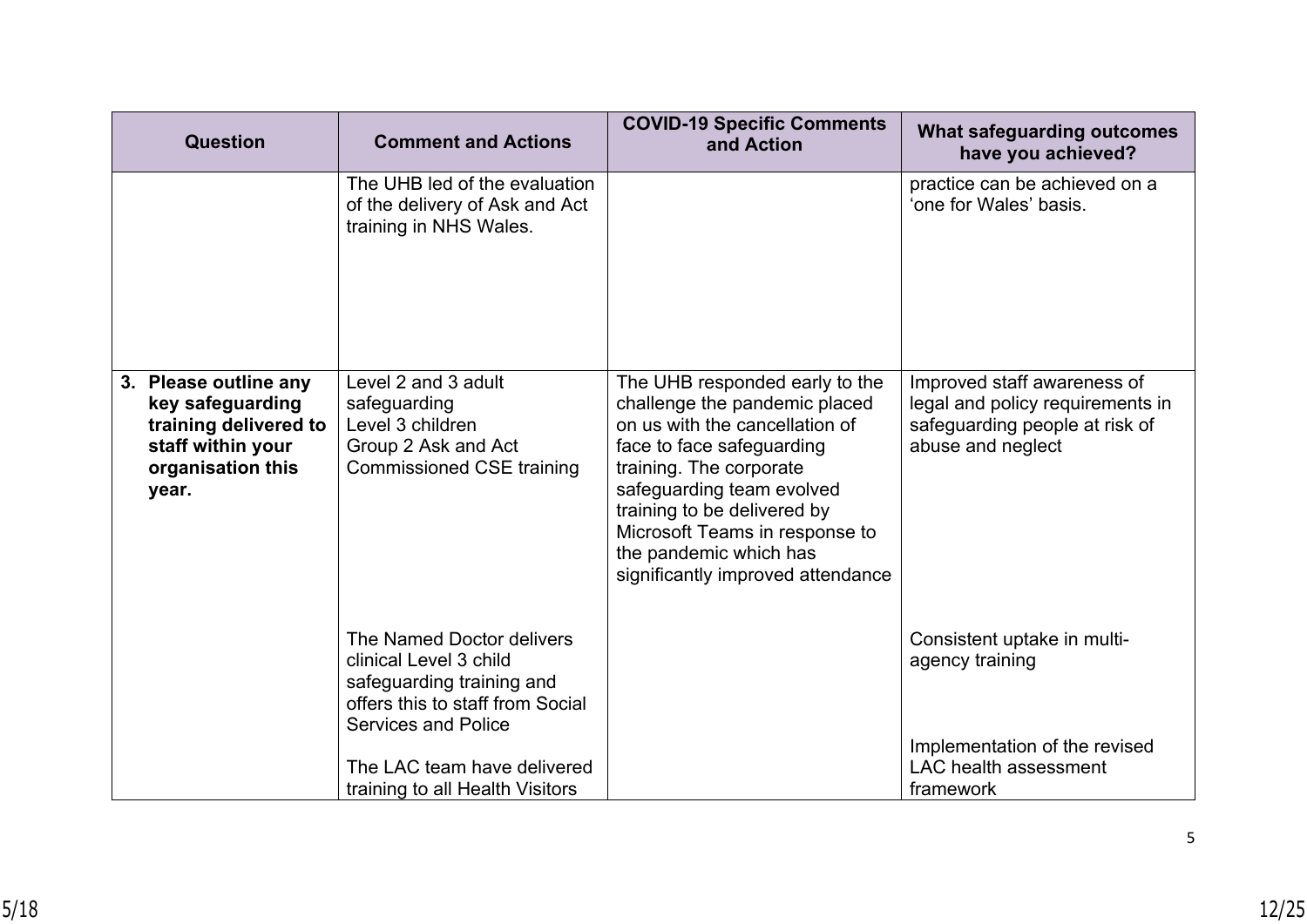| Question | Comment and Actions | COVID-19 Specific Comments and Action | What safeguarding outcomes have you achieved? |
| --- | --- | --- | --- |
| | The UHB led of the evaluation of the delivery of Ask and Act training in NHS Wales. | | practice can be achieved on a 'one for Wales' basis. |
| **3. Please outline any key safeguarding training delivered to staff within your organisation this year.** | Level 2 and 3 adult safeguarding<br>Level 3 children<br>Group 2 Ask and Act<br>Commissioned CSE training | The UHB responded early to the challenge the pandemic placed on us with the cancellation of face to face safeguarding training. The corporate safeguarding team evolved training to be delivered by Microsoft Teams in response to the pandemic which has significantly improved attendance | Improved staff awareness of legal and policy requirements in safeguarding people at risk of abuse and neglect |
| | The Named Doctor delivers clinical Level 3 child safeguarding training and offers this to staff from Social Services and Police | | Consistent uptake in multi-agency training |
| | The LAC team have delivered training to all Health Visitors | | Implementation of the revised LAC health assessment framework |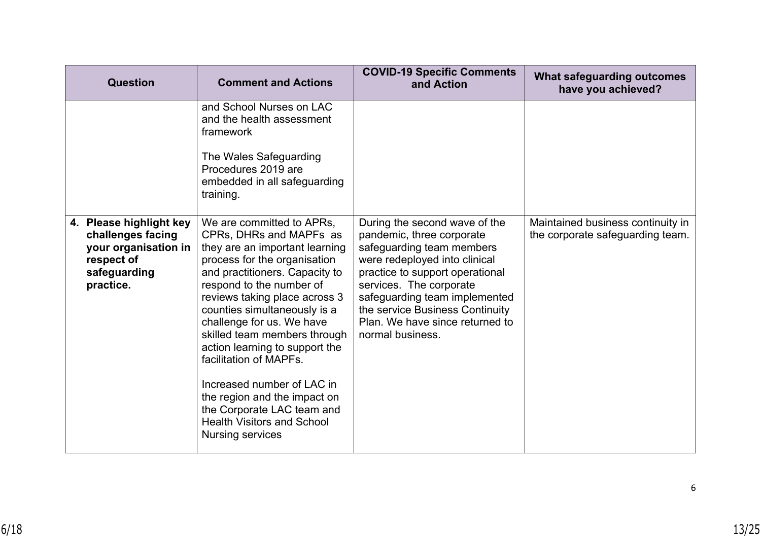| Question | Comment and Actions | COVID-19 Specific Comments and Action | What safeguarding outcomes have you achieved? |
|---|---|---|---|
| | and School Nurses on LAC and the health assessment framework<br><br>The Wales Safeguarding Procedures 2019 are embedded in all safeguarding training. | | |
| **4. Please highlight key challenges facing your organisation in respect of safeguarding practice.** | We are committed to APRs, CPRs, DHRs and MAPFs as they are an important learning process for the organisation and practitioners. Capacity to respond to the number of reviews taking place across 3 counties simultaneously is a challenge for us. We have skilled team members through action learning to support the facilitation of MAPFs.<br><br>Increased number of LAC in the region and the impact on the Corporate LAC team and Health Visitors and School Nursing services | During the second wave of the pandemic, three corporate safeguarding team members were redeployed into clinical practice to support operational services. The corporate safeguarding team implemented the service Business Continuity Plan. We have since returned to normal business. | Maintained business continuity in the corporate safeguarding team. |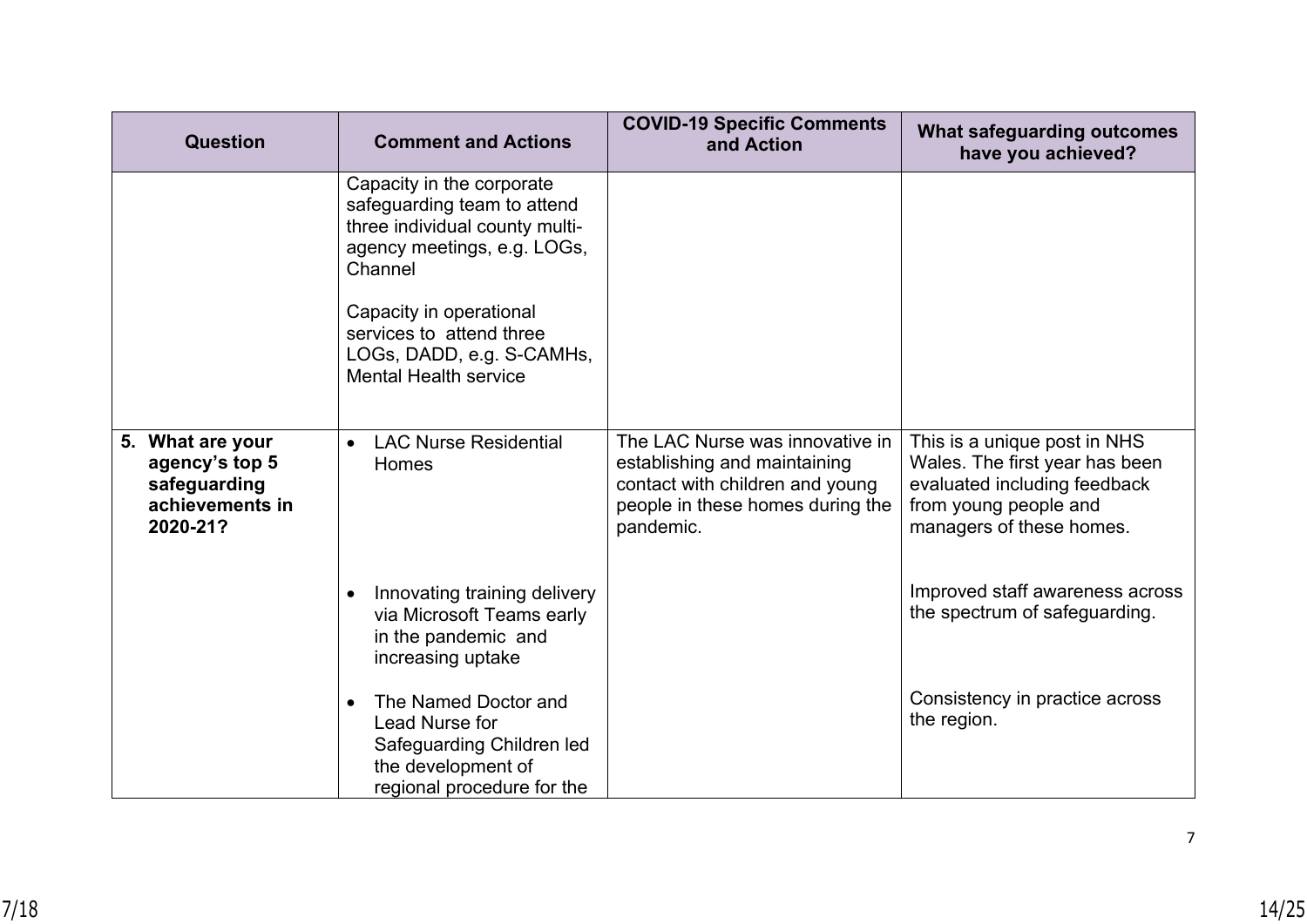| Question | Comment and Actions | COVID-19 Specific Comments and Action | What safeguarding outcomes have you achieved? |
|---|---|---|---|
| | Capacity in the corporate safeguarding team to attend three individual county multi-agency meetings, e.g. LOGs, Channel<br><br>Capacity in operational services to attend three LOGs, DADD, e.g. S-CAMHs, Mental Health service | | |
| **5. What are your agency's top 5 safeguarding achievements in 2020-21?** | • LAC Nurse Residential Homes | The LAC Nurse was innovative in establishing and maintaining contact with children and young people in these homes during the pandemic. | This is a unique post in NHS Wales. The first year has been evaluated including feedback from young people and managers of these homes. |
| | • Innovating training delivery via Microsoft Teams early in the pandemic and increasing uptake | | Improved staff awareness across the spectrum of safeguarding. |
| | • The Named Doctor and Lead Nurse for Safeguarding Children led the development of regional procedure for the | | Consistency in practice across the region. |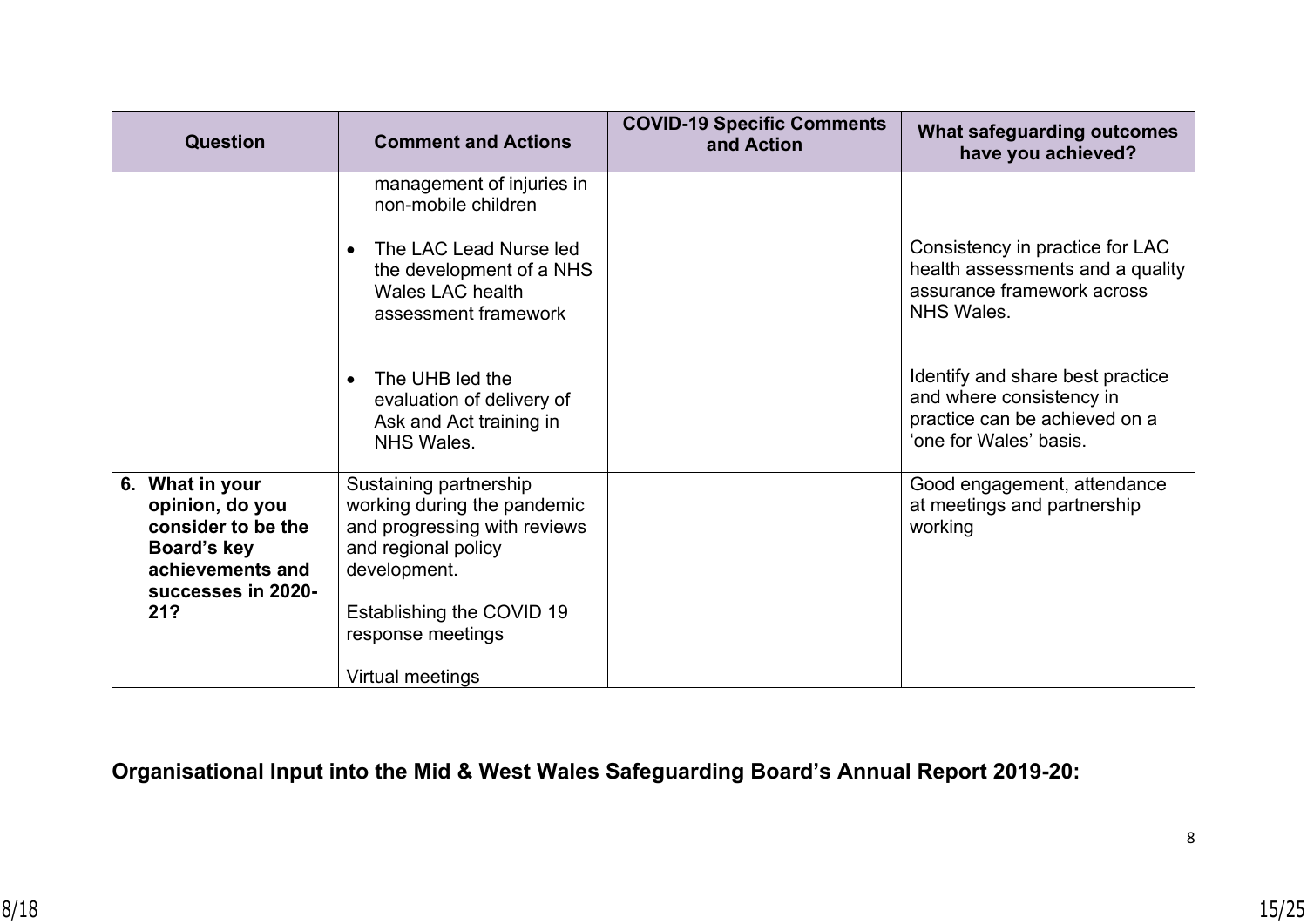| Question | Comment and Actions | COVID-19 Specific Comments and Action | What safeguarding outcomes have you achieved? |
|---|---|---|---|
| | management of injuries in non-mobile children<br><br>• The LAC Lead Nurse led the development of a NHS Wales LAC health assessment framework<br><br>• The UHB led the evaluation of delivery of Ask and Act training in NHS Wales. | | Consistency in practice for LAC health assessments and a quality assurance framework across NHS Wales.<br><br>Identify and share best practice and where consistency in practice can be achieved on a 'one for Wales' basis. |
| **6. What in your opinion, do you consider to be the Board's key achievements and successes in 2020-21?** | Sustaining partnership working during the pandemic and progressing with reviews and regional policy development.<br><br>Establishing the COVID 19 response meetings<br><br>Virtual meetings | | Good engagement, attendance at meetings and partnership working |

**Organisational Input into the Mid & West Wales Safeguarding Board's Annual Report 2019-20:**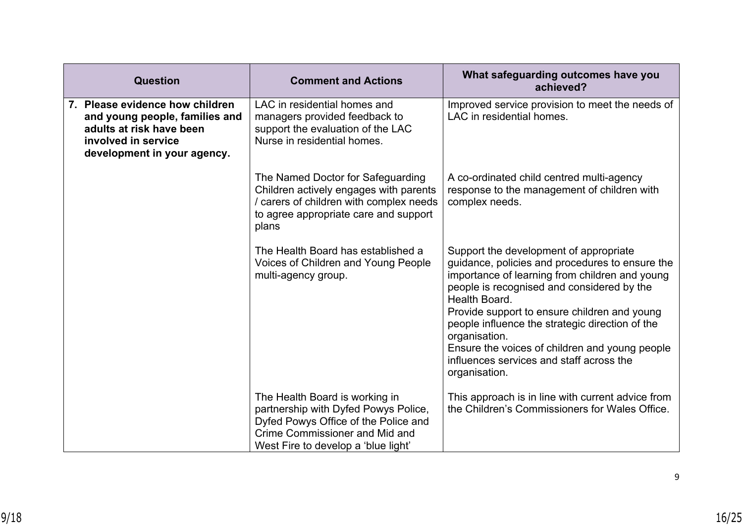| Question | Comment and Actions | What safeguarding outcomes have you achieved? |
|---|---|---|
| **7. Please evidence how children and young people, families and adults at risk have been involved in service development in your agency.** | LAC in residential homes and managers provided feedback to support the evaluation of the LAC Nurse in residential homes. | Improved service provision to meet the needs of LAC in residential homes. |
| | The Named Doctor for Safeguarding Children actively engages with parents / carers of children with complex needs to agree appropriate care and support plans | A co-ordinated child centred multi-agency response to the management of children with complex needs. |
| | The Health Board has established a Voices of Children and Young People multi-agency group. | Support the development of appropriate guidance, policies and procedures to ensure the importance of learning from children and young people is recognised and considered by the Health Board.<br>Provide support to ensure children and young people influence the strategic direction of the organisation.<br>Ensure the voices of children and young people influences services and staff across the organisation. |
| | The Health Board is working in partnership with Dyfed Powys Police, Dyfed Powys Office of the Police and Crime Commissioner and Mid and West Fire to develop a 'blue light' | This approach is in line with current advice from the Children's Commissioners for Wales Office. |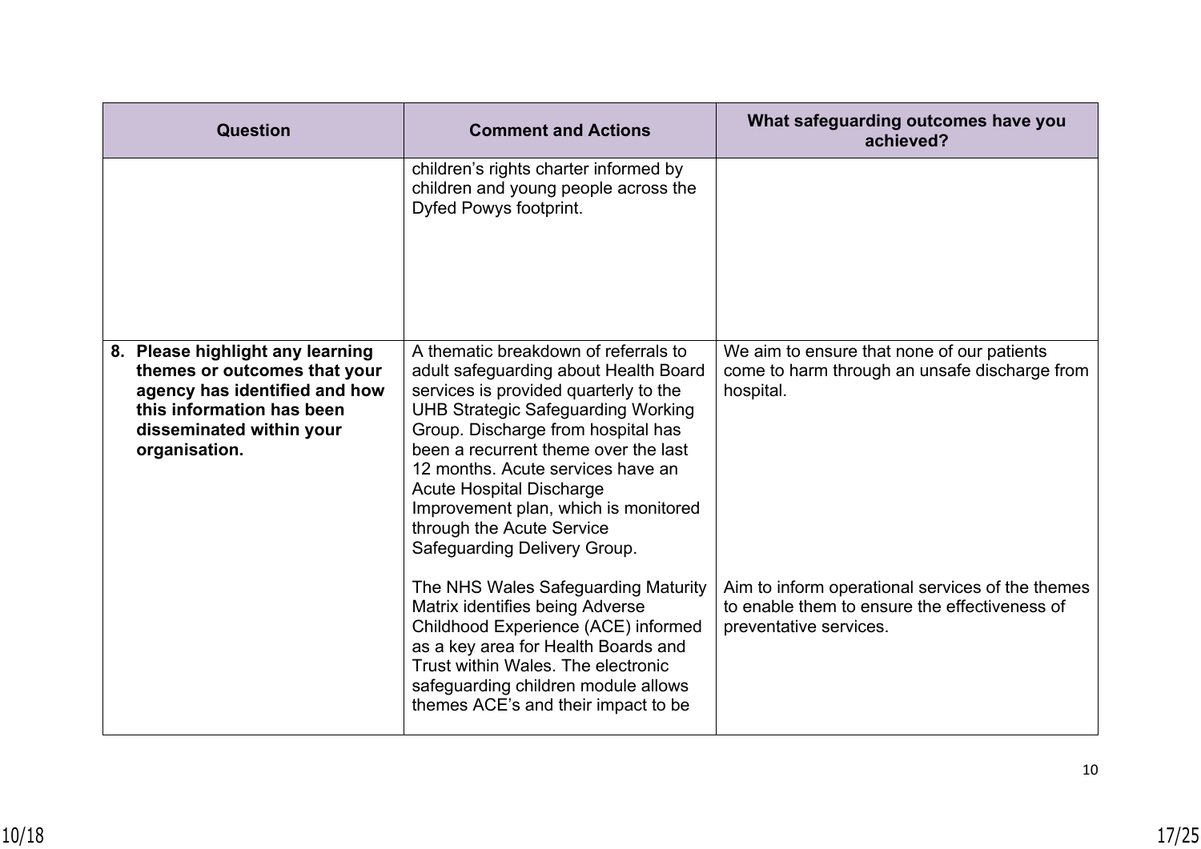| Question | Comment and Actions | What safeguarding outcomes have you achieved? |
| --- | --- | --- |
| | children's rights charter informed by children and young people across the Dyfed Powys footprint. | |
| **8. Please highlight any learning themes or outcomes that your agency has identified and how this information has been disseminated within your organisation.** | A thematic breakdown of referrals to adult safeguarding about Health Board services is provided quarterly to the UHB Strategic Safeguarding Working Group. Discharge from hospital has been a recurrent theme over the last 12 months. Acute services have an Acute Hospital Discharge Improvement plan, which is monitored through the Acute Service Safeguarding Delivery Group.<br><br>The NHS Wales Safeguarding Maturity Matrix identifies being Adverse Childhood Experience (ACE) informed as a key area for Health Boards and Trust within Wales. The electronic safeguarding children module allows themes ACE's and their impact to be | We aim to ensure that none of our patients come to harm through an unsafe discharge from hospital.<br><br>Aim to inform operational services of the themes to enable them to ensure the effectiveness of preventative services. |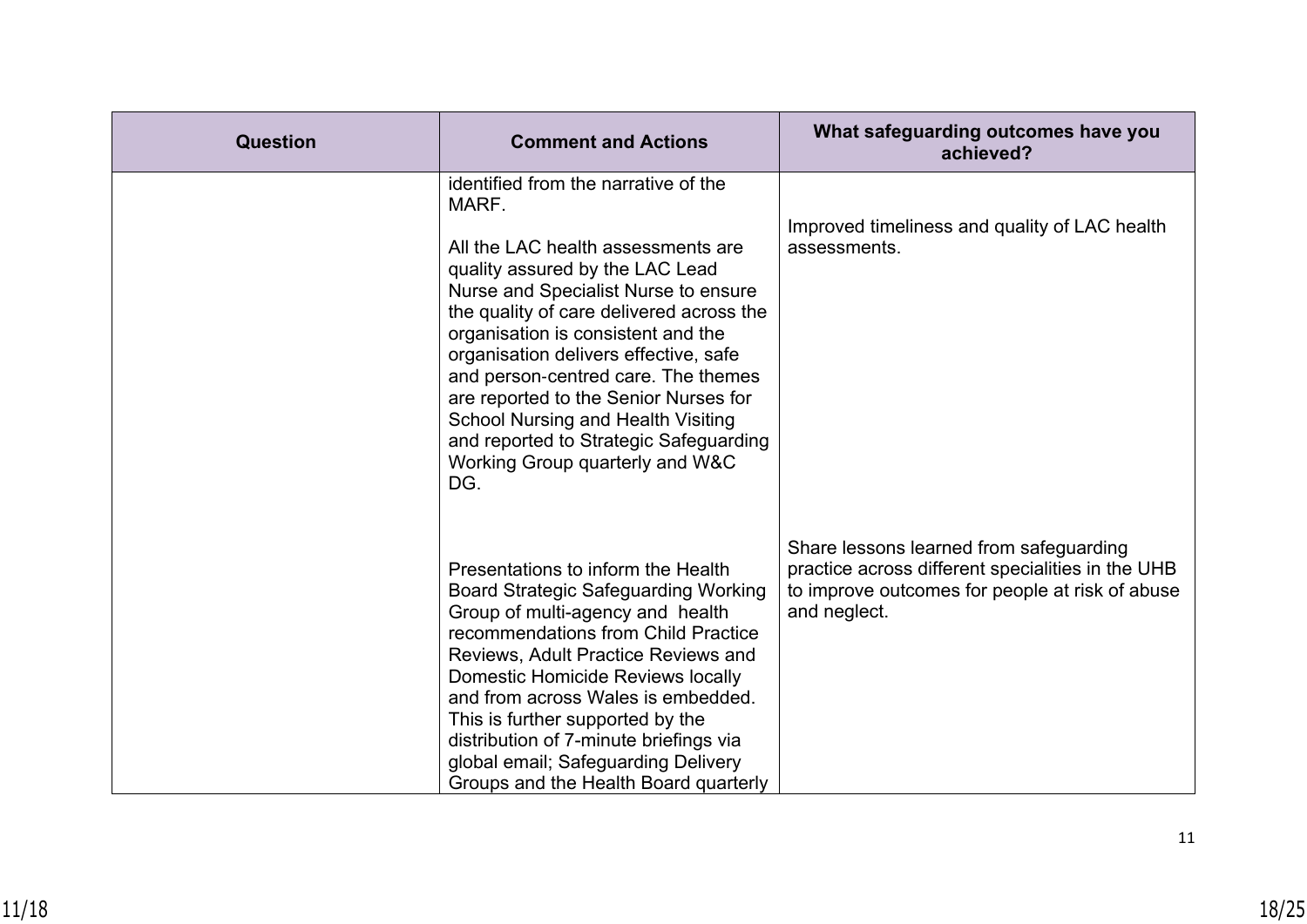| Question | Comment and Actions | What safeguarding outcomes have you achieved? |
|---|---|---|
| | identified from the narrative of the MARF.<br><br>All the LAC health assessments are quality assured by the LAC Lead Nurse and Specialist Nurse to ensure the quality of care delivered across the organisation is consistent and the organisation delivers effective, safe and person-centred care. The themes are reported to the Senior Nurses for School Nursing and Health Visiting and reported to Strategic Safeguarding Working Group quarterly and W&C DG. | Improved timeliness and quality of LAC health assessments. |
| | Presentations to inform the Health Board Strategic Safeguarding Working Group of multi-agency and health recommendations from Child Practice Reviews, Adult Practice Reviews and Domestic Homicide Reviews locally and from across Wales is embedded. This is further supported by the distribution of 7-minute briefings via global email; Safeguarding Delivery Groups and the Health Board quarterly | Share lessons learned from safeguarding practice across different specialities in the UHB to improve outcomes for people at risk of abuse and neglect. |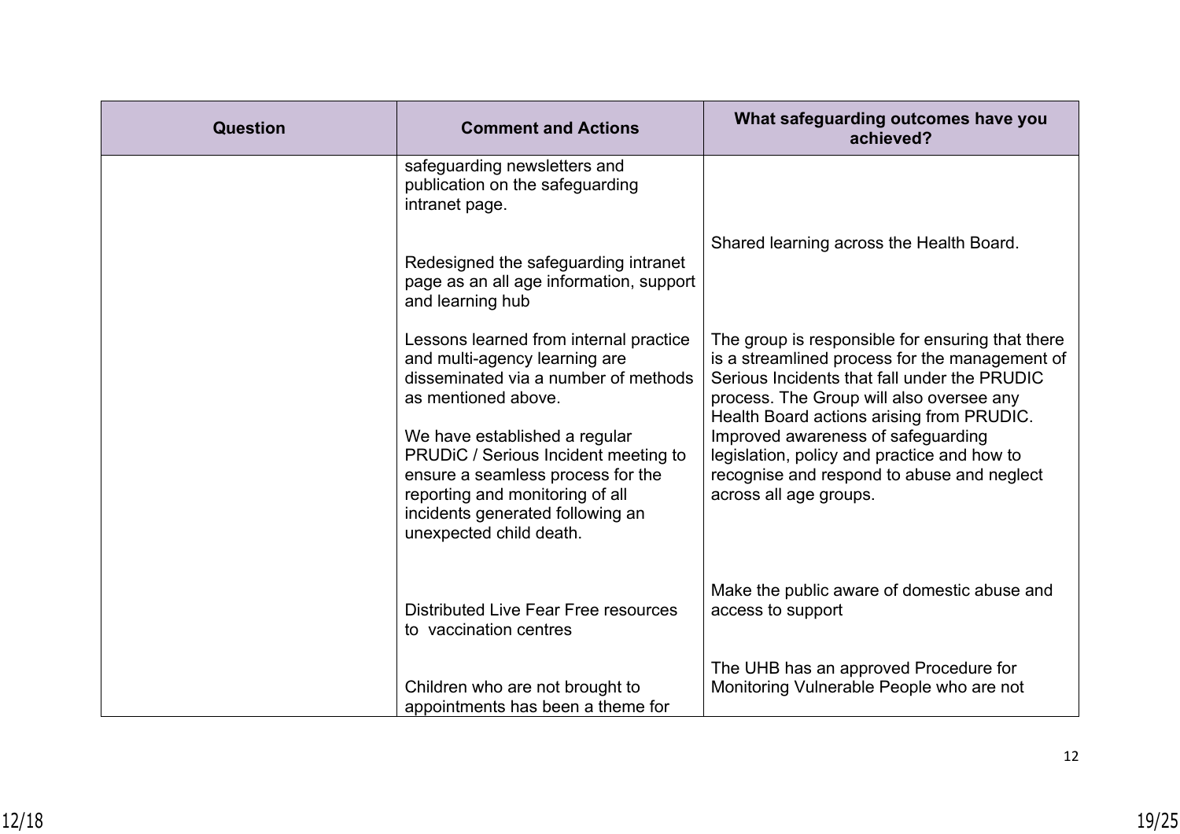| Question | Comment and Actions | What safeguarding outcomes have you achieved? |
| --- | --- | --- |
| | safeguarding newsletters and publication on the safeguarding intranet page. | |
| | Redesigned the safeguarding intranet page as an all age information, support and learning hub | Shared learning across the Health Board. |
| | Lessons learned from internal practice and multi-agency learning are disseminated via a number of methods as mentioned above. | |
| | We have established a regular PRUDiC / Serious Incident meeting to ensure a seamless process for the reporting and monitoring of all incidents generated following an unexpected child death. | The group is responsible for ensuring that there is a streamlined process for the management of Serious Incidents that fall under the PRUDIC process. The Group will also oversee any Health Board actions arising from PRUDIC. Improved awareness of safeguarding legislation, policy and practice and how to recognise and respond to abuse and neglect across all age groups. |
| | Distributed Live Fear Free resources to vaccination centres | Make the public aware of domestic abuse and access to support |
| | Children who are not brought to appointments has been a theme for | The UHB has an approved Procedure for Monitoring Vulnerable People who are not |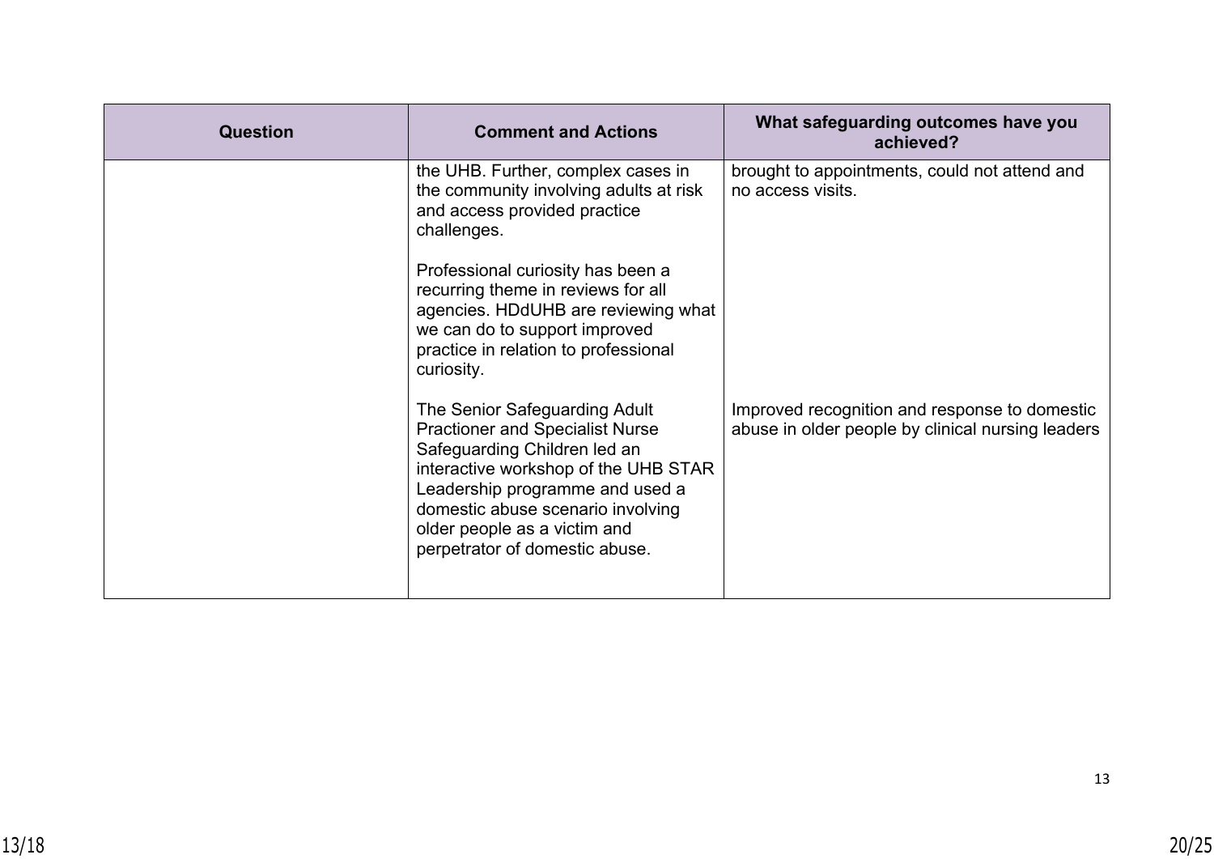| Question | Comment and Actions | What safeguarding outcomes have you achieved? |
| --- | --- | --- |
| | the UHB. Further, complex cases in the community involving adults at risk and access provided practice challenges.<br><br>Professional curiosity has been a recurring theme in reviews for all agencies. HDdUHB are reviewing what we can do to support improved practice in relation to professional curiosity.<br><br>The Senior Safeguarding Adult Practioner and Specialist Nurse Safeguarding Children led an interactive workshop of the UHB STAR Leadership programme and used a domestic abuse scenario involving older people as a victim and perpetrator of domestic abuse. | brought to appointments, could not attend and no access visits.<br><br>Improved recognition and response to domestic abuse in older people by clinical nursing leaders |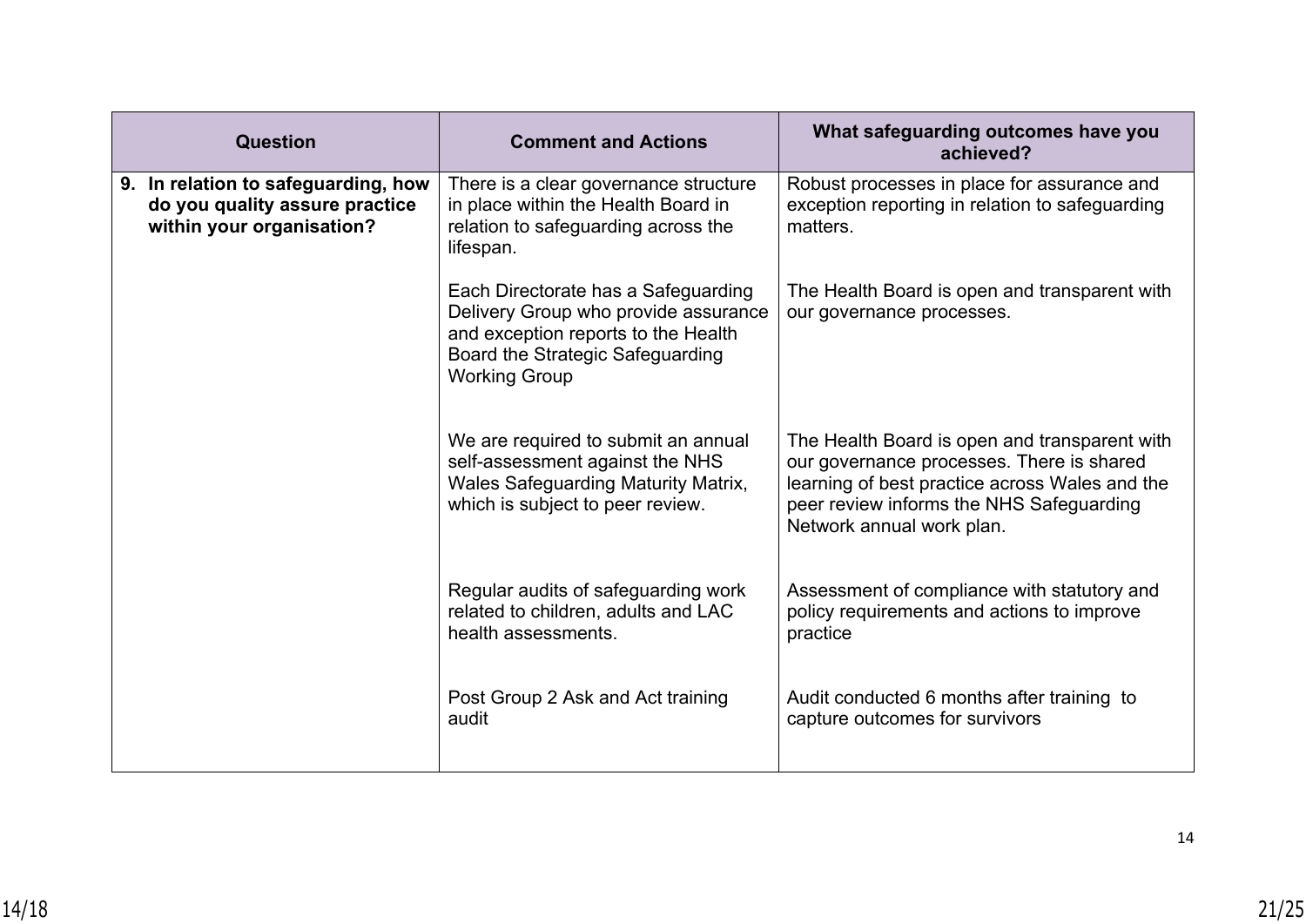| Question | Comment and Actions | What safeguarding outcomes have you achieved? |
|---|---|---|
| **9. In relation to safeguarding, how do you quality assure practice within your organisation?** | There is a clear governance structure in place within the Health Board in relation to safeguarding across the lifespan. | Robust processes in place for assurance and exception reporting in relation to safeguarding matters. |
| | Each Directorate has a Safeguarding Delivery Group who provide assurance and exception reports to the Health Board the Strategic Safeguarding Working Group | The Health Board is open and transparent with our governance processes. |
| | We are required to submit an annual self-assessment against the NHS Wales Safeguarding Maturity Matrix, which is subject to peer review. | The Health Board is open and transparent with our governance processes. There is shared learning of best practice across Wales and the peer review informs the NHS Safeguarding Network annual work plan. |
| | Regular audits of safeguarding work related to children, adults and LAC health assessments. | Assessment of compliance with statutory and policy requirements and actions to improve practice |
| | Post Group 2 Ask and Act training audit | Audit conducted 6 months after training to capture outcomes for survivors |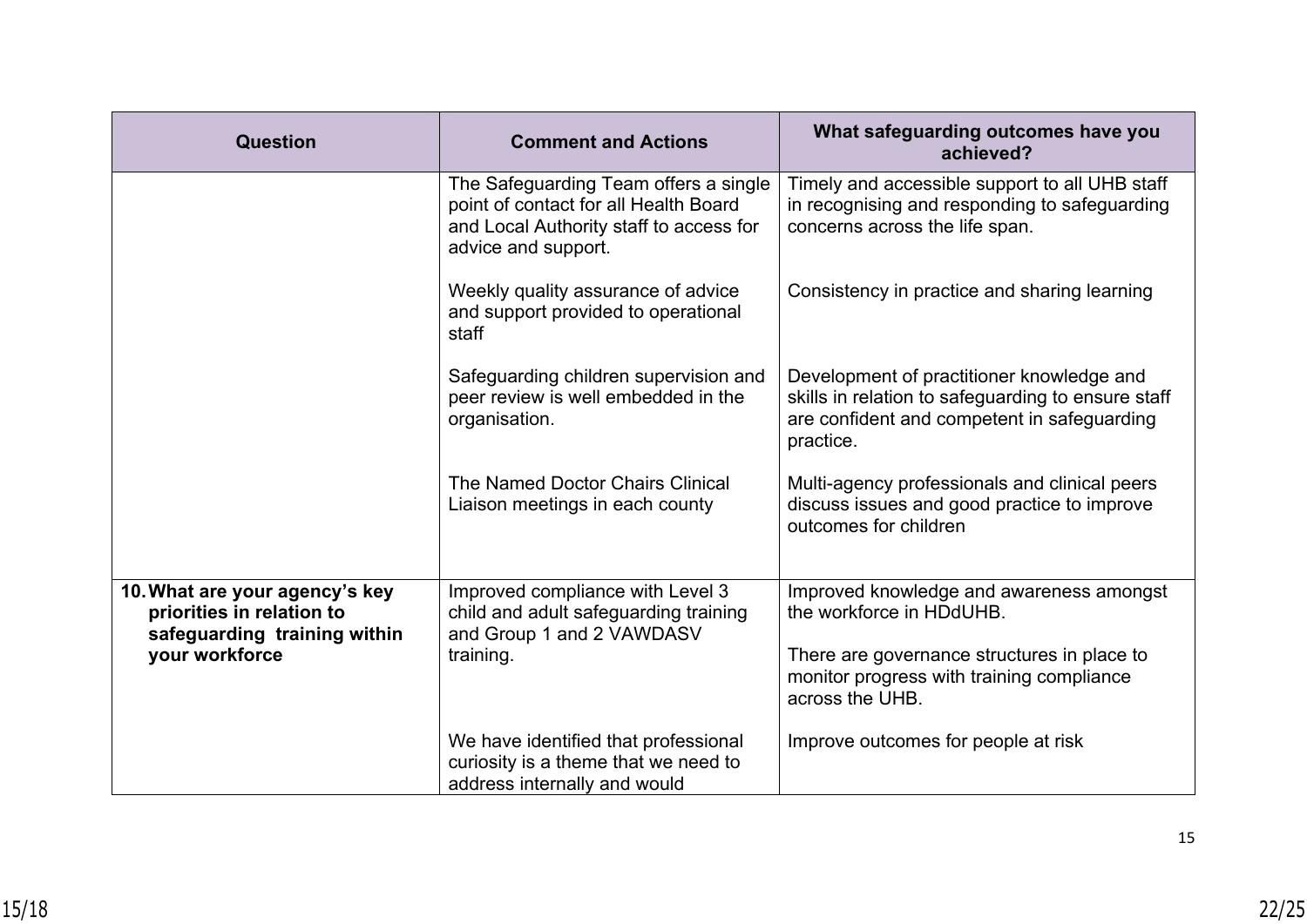| Question | Comment and Actions | What safeguarding outcomes have you achieved? |
|---|---|---|
| | The Safeguarding Team offers a single point of contact for all Health Board and Local Authority staff to access for advice and support. | Timely and accessible support to all UHB staff in recognising and responding to safeguarding concerns across the life span. |
| | Weekly quality assurance of advice and support provided to operational staff | Consistency in practice and sharing learning |
| | Safeguarding children supervision and peer review is well embedded in the organisation. | Development of practitioner knowledge and skills in relation to safeguarding to ensure staff are confident and competent in safeguarding practice. |
| | The Named Doctor Chairs Clinical Liaison meetings in each county | Multi-agency professionals and clinical peers discuss issues and good practice to improve outcomes for children |
| **10. What are your agency's key priorities in relation to safeguarding training within your workforce** | Improved compliance with Level 3 child and adult safeguarding training and Group 1 and 2 VAWDASV training. | Improved knowledge and awareness amongst the workforce in HDdUHB.<br><br>There are governance structures in place to monitor progress with training compliance across the UHB. |
| | We have identified that professional curiosity is a theme that we need to address internally and would | Improve outcomes for people at risk |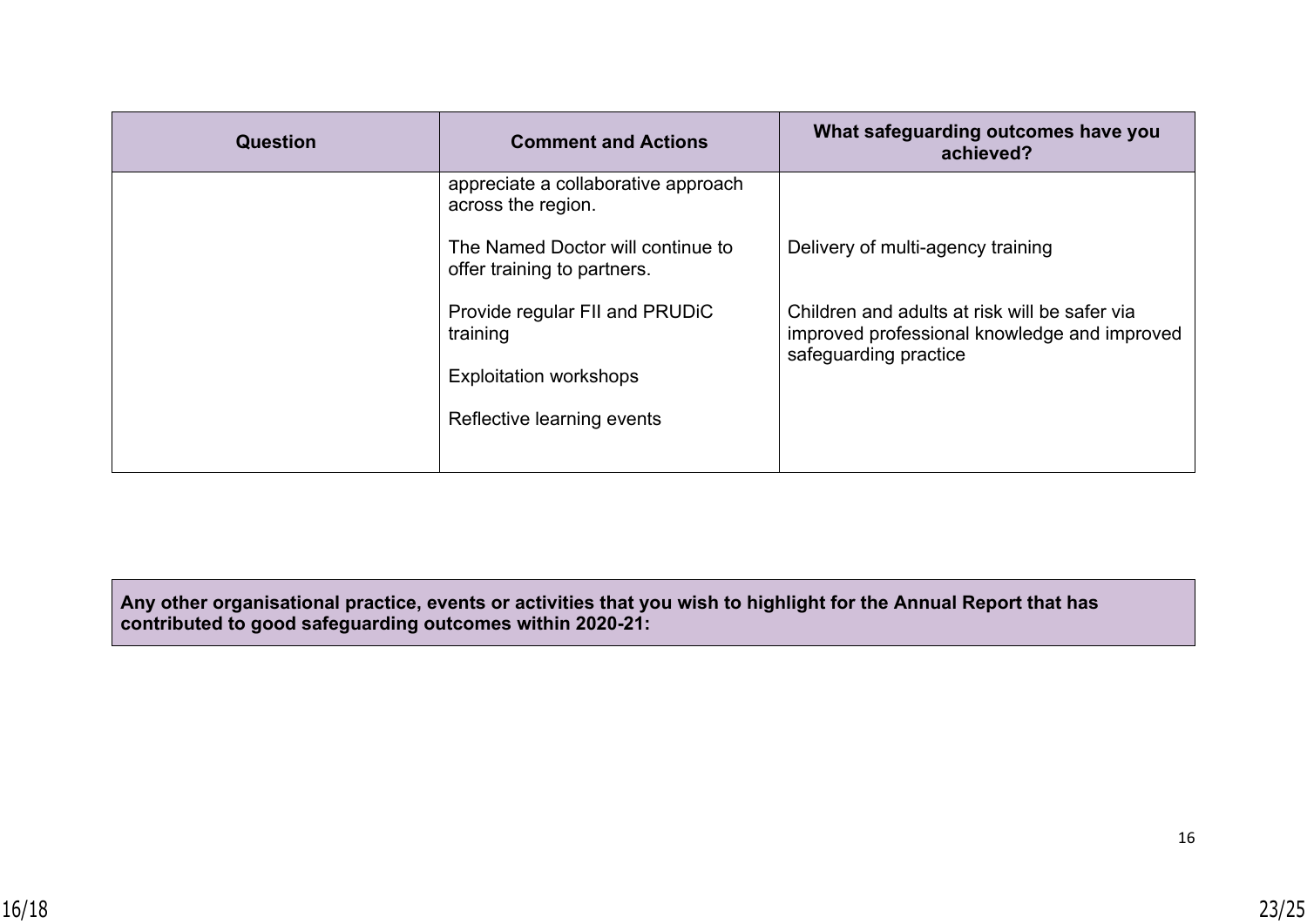| Question | Comment and Actions | What safeguarding outcomes have you achieved? |
| --- | --- | --- |
| | appreciate a collaborative approach across the region.<br><br>The Named Doctor will continue to offer training to partners.<br><br>Provide regular FII and PRUDiC training<br><br>Exploitation workshops<br><br>Reflective learning events | Delivery of multi-agency training<br><br>Children and adults at risk will be safer via improved professional knowledge and improved safeguarding practice |

| **Any other organisational practice, events or activities that you wish to highlight for the Annual Report that has contributed to good safeguarding outcomes within 2020-21:** |
| --- |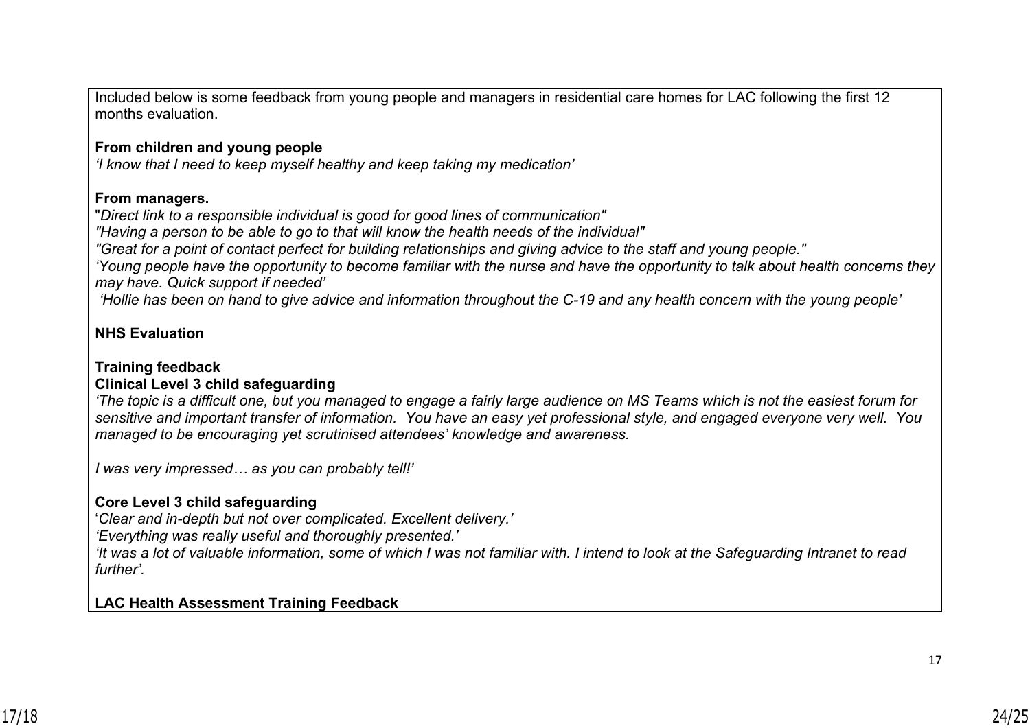Included below is some feedback from young people and managers in residential care homes for LAC following the first 12 months evaluation.

**From children and young people**

*'I know that I need to keep myself healthy and keep taking my medication'*

**From managers.**

"*Direct link to a responsible individual is good for good lines of communication"*

*"Having a person to be able to go to that will know the health needs of the individual"*

*"Great for a point of contact perfect for building relationships and giving advice to the staff and young people."*

*'Young people have the opportunity to become familiar with the nurse and have the opportunity to talk about health concerns they may have. Quick support if needed'*

*'Hollie has been on hand to give advice and information throughout the C-19 and any health concern with the young people'*

**NHS Evaluation**

**Training feedback**

**Clinical Level 3 child safeguarding**

*'The topic is a difficult one, but you managed to engage a fairly large audience on MS Teams which is not the easiest forum for sensitive and important transfer of information. You have an easy yet professional style, and engaged everyone very well. You managed to be encouraging yet scrutinised attendees' knowledge and awareness.*

*I was very impressed… as you can probably tell!'*

**Core Level 3 child safeguarding**

'*Clear and in-depth but not over complicated. Excellent delivery.'*

*'Everything was really useful and thoroughly presented.'*

*'It was a lot of valuable information, some of which I was not familiar with. I intend to look at the Safeguarding Intranet to read further'.*

**LAC Health Assessment Training Feedback**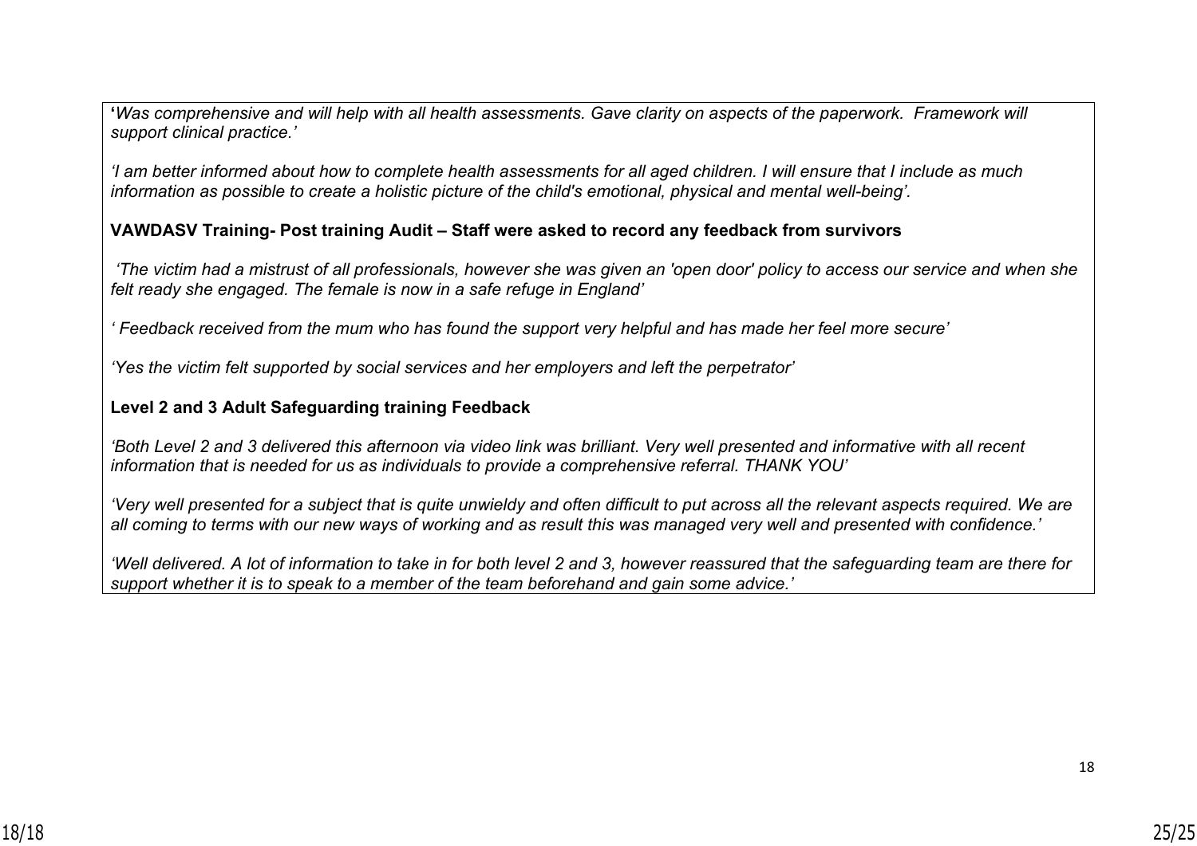*'Was comprehensive and will help with all health assessments. Gave clarity on aspects of the paperwork. Framework will support clinical practice.'*

*'I am better informed about how to complete health assessments for all aged children. I will ensure that I include as much information as possible to create a holistic picture of the child's emotional, physical and mental well-being'.*

**VAWDASV Training- Post training Audit – Staff were asked to record any feedback from survivors**

*'The victim had a mistrust of all professionals, however she was given an 'open door' policy to access our service and when she felt ready she engaged. The female is now in a safe refuge in England'*

*' Feedback received from the mum who has found the support very helpful and has made her feel more secure'*

*'Yes the victim felt supported by social services and her employers and left the perpetrator'*

**Level 2 and 3 Adult Safeguarding training Feedback**

*'Both Level 2 and 3 delivered this afternoon via video link was brilliant. Very well presented and informative with all recent information that is needed for us as individuals to provide a comprehensive referral. THANK YOU'*

*'Very well presented for a subject that is quite unwieldy and often difficult to put across all the relevant aspects required. We are all coming to terms with our new ways of working and as result this was managed very well and presented with confidence.'*

*'Well delivered. A lot of information to take in for both level 2 and 3, however reassured that the safeguarding team are there for support whether it is to speak to a member of the team beforehand and gain some advice.'*